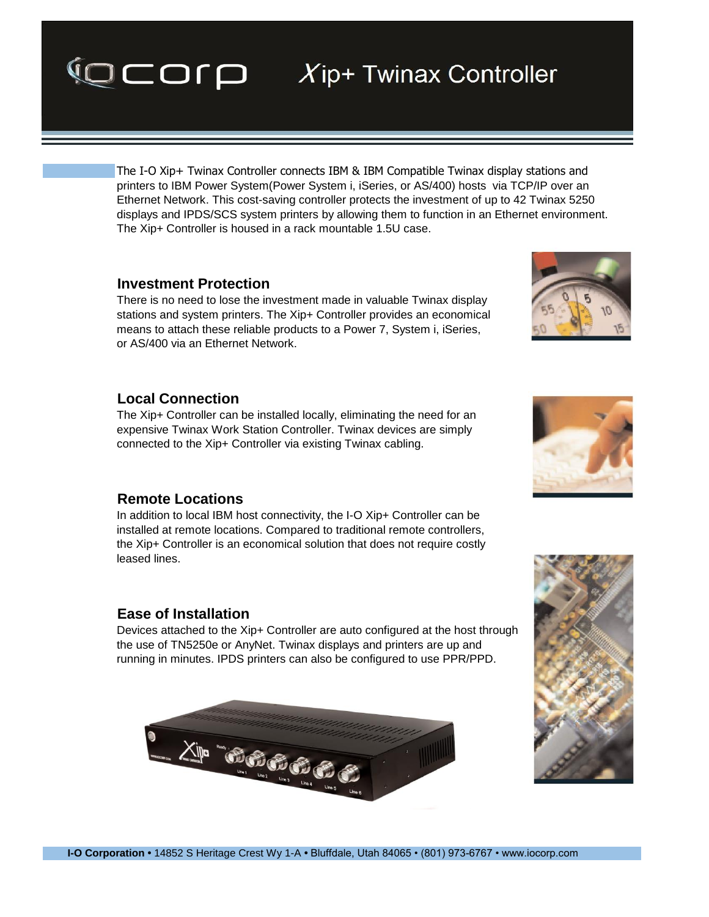# Xip+ Twinax Controller

The I-O Xip+ Twinax Controller connects IBM & IBM Compatible Twinax display stations and printers to IBM Power System(Power System i, iSeries, or AS/400) hosts via TCP/IP over an Ethernet Network. This cost-saving controller protects the investment of up to 42 Twinax 5250 displays and IPDS/SCS system printers by allowing them to function in an Ethernet environment. The Xip+ Controller is housed in a rack mountable 1.5U case.

## Investment Protection

There is no need to lose the investment made in valuable Twinax display stations and system printers. The Xip+ Controller provides an economical means to attach these reliable products to a Power 7, System i, iSeries, or AS/400 via an Ethernet Network.

## Local Connection

The Xip+ Controller can be installed locally, eliminating the need for an expensive Twinax Work Station Controller. Twinax devices are simply connected to the Xip+ Controller via existing Twinax cabling.

## Remote Locations

In addition to local IBM host connectivity, the I-O Xip+ Controller can be installed at remote locations. Compared to traditional remote controllers, the Xip+ Controller is an economical solution that does not require costly leased lines.

## Ease of Installation

Devices attached to the Xip+ Controller are auto configured at the host through the use of TN5250e or AnyNet. Twinax displays and printers are up and running in minutes. IPDS printers can also be configured to use PPR/PPD.

**I-O Corporation** • 14852 S Heritage Crest Wy 1-A • Bluffdale, Utah 84065 • (801) 973-6767 • www.iocorp.com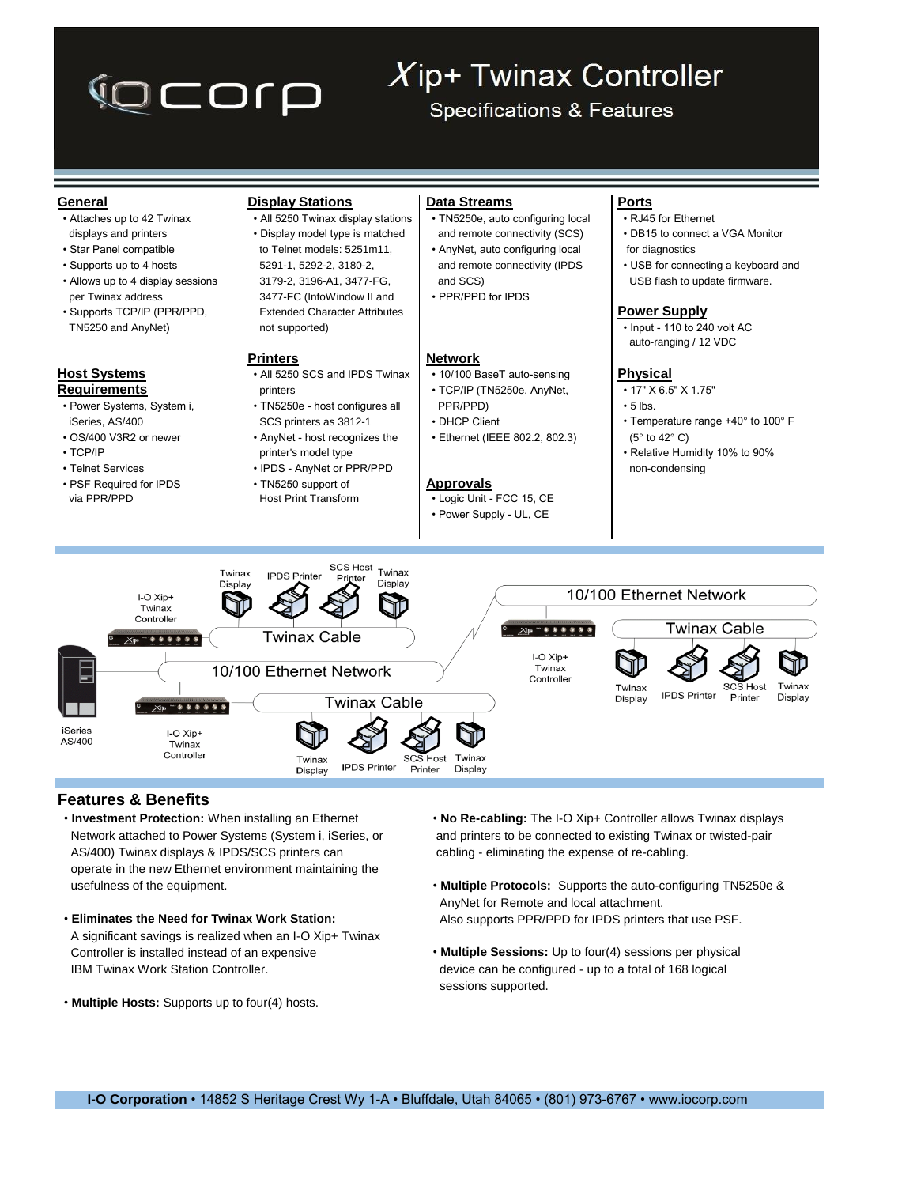# Xip+ Twinax Controller

## Specifications & Features

### General

- Attaches up to 42 Twinax displays and printers
- Star Panel compatible
- Supports up to 4 hosts
- Allows up to 4 display sessions per Twinax address
- Supports TCP/IP (PPR/PPD, TN5250 and AnyNet)

### Host Systems Requirements

- Power Systems, System i, iSeries, AS/400
- OS/400 V3R2 or newer
- TCP/IP
- Telnet Services
- PSF Required for IPDS via PPR/PPD

### Display Stations

- All 5250 Twinax display stations
- Display model type is matched to Telnet models: 5251m11, 5291-1, 5292-2, 3180-2, 3179-2, 3196-A1, 3477-FG, 3477-FC (InfoWindow II and Extended Character Attributes not supported)

### Printers

- All 5250 SCS and IPDS Twinax printers
- TN5250e - host configures all SCS printers as 3812-1
- AnyNet - host recognizes the printer's model type
- IPDS - AnyNet or PPR/PPD
- TN5250 support of Host Print Transform

### Data Streams

- TN5250e, auto configuring local and remote connectivity (SCS)
- AnyNet, auto configuring local and remote connectivity (IPDS and SCS)
- PPR/PPD for IPDS

### Network

- 10/100 BaseT auto-sensing
- TCP/IP (TN5250e, AnyNet, PPR/PPD)
- DHCP Client
- Ethernet (IEEE 802.2, 802.3)

### Approvals

- Logic Unit - FCC 15, CE
- Power Supply - UL, CE

### Ports

- RJ45 for Ethernet
- DB15 to connect a VGA Monitor for diagnostics
- USB for connecting a keyboard and USB flash to update firmware.

### Power Supply

- Input - 110 to 240 volt AC auto-ranging / 12 VDC

### Physical

- 17" X 6.5" X 1.75"
- 5 lbs.
- Temperature range +40° to 100° F (5° to 42° C)
- Relative Humidity 10% to 90% non-condensing

I-O Xip+ Twinax Controller
Twinax Display
IPDS Printer
SCS Host Printer
Twinax Display
Twinax Cable
10/100 Ethernet Network
iSeries AS/400

## Features & Benefits

- **Investment Protection:** When installing an Ethernet Network attached to Power Systems (System i, iSeries, or AS/400) Twinax displays & IPDS/SCS printers can operate in the new Ethernet environment maintaining the usefulness of the equipment.
- **Eliminates the Need for Twinax Work Station:** A significant savings is realized when an I-O Xip+ Twinax Controller is installed instead of an expensive IBM Twinax Work Station Controller.
- **Multiple Hosts:** Supports up to four(4) hosts.
- **No Re-cabling:** The I-O Xip+ Controller allows Twinax displays and printers to be connected to existing Twinax or twisted-pair cabling - eliminating the expense of re-cabling.
- **Multiple Protocols:** Supports the auto-configuring TN5250e & AnyNet for Remote and local attachment. Also supports PPR/PPD for IPDS printers that use PSF.
- **Multiple Sessions:** Up to four(4) sessions per physical device can be configured - up to a total of 168 logical sessions supported.

**I-O Corporation** • 14852 S Heritage Crest Wy 1-A • Bluffdale, Utah 84065 • (801) 973-6767 • www.iocorp.com